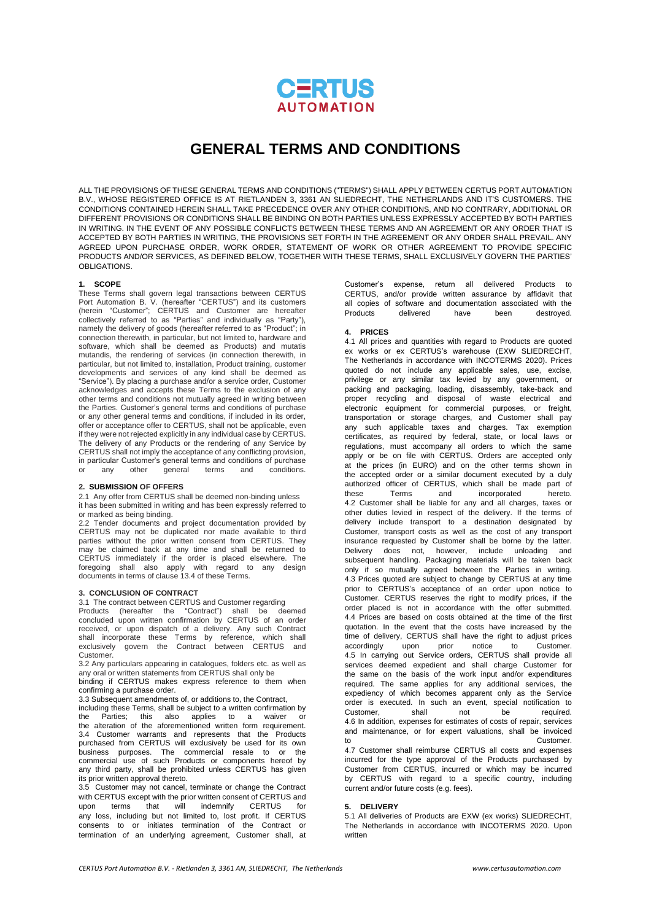# GENERAL TERMS AND CONDITIONS

ALL THE PROVISIONS OF THESE GENERAL TERMS AND CONDITIONS ("TERMS") SHALL APPLY BETWEEN CERTUS PORT AUTOMATION B.V., WHOSE REGISTERED OFFICE IS AT RIETLANDEN 3, 3361 AN SLIEDRECHT, THE NETHERLANDS AND IT'S CUSTOMERS. THE CONDITIONS CONTAINED HEREIN SHALL TAKE PRECEDENCE OVER ANY OTHER CONDITIONS, AND NO CONTRARY, ADDITIONAL OR DIFFERENT PROVISIONS OR CONDITIONS SHALL BE BINDING ON BOTH PARTIES UNLESS EXPRESSLY ACCEPTED BY BOTH PARTIES IN WRITING. IN THE EVENT OF ANY POSSIBLE CONFLICTS BETWEEN THESE TERMS AND AN AGREEMENT OR ANY ORDER THAT IS ACCEPTED BY BOTH PARTIES IN WRITING, THE PROVISIONS SET FORTH IN THE AGREEMENT OR ANY ORDER SHALL PREVAIL. ANY AGREED UPON PURCHASE ORDER, WORK ORDER, STATEMENT OF WORK OR OTHER AGREEMENT TO PROVIDE SPECIFIC PRODUCTS AND/OR SERVICES, AS DEFINED BELOW, TOGETHER WITH THESE TERMS, SHALL EXCLUSIVELY GOVERN THE PARTIES' OBLIGATIONS.

## 1. SCOPE

These Terms shall govern legal transactions between CERTUS Port Automation B. V. (hereafter "CERTUS") and its customers (herein "Customer"; CERTUS and Customer are hereafter collectively referred to as "Parties" and individually as "Party"), namely the delivery of goods (hereafter referred to as "Product"; in connection therewith, in particular, but not limited to, hardware and software, which shall be deemed as Products) and mutatis mutandis, the rendering of services (in connection therewith, in particular, but not limited to, installation, Product training, customer developments and services of any kind shall be deemed as "Service"). By placing a purchase and/or a service order, Customer acknowledges and accepts these Terms to the exclusion of any other terms and conditions not mutually agreed in writing between the Parties. Customer's general terms and conditions of purchase or any other general terms and conditions, if included in its order, offer or acceptance offer to CERTUS, shall not be applicable, even if they were not rejected explicitly in any individual case by CERTUS. The delivery of any Products or the rendering of any Service by CERTUS shall not imply the acceptance of any conflicting provision, in particular Customer's general terms and conditions of purchase or any other general terms and conditions.

## 2. SUBMISSION OF OFFERS

2.1 Any offer from CERTUS shall be deemed non-binding unless it has been submitted in writing and has been expressly referred to or marked as being binding.

2.2 Tender documents and project documentation provided by CERTUS may not be duplicated nor made available to third parties without the prior written consent from CERTUS. They may be claimed back at any time and shall be returned to CERTUS immediately if the order is placed elsewhere. The foregoing shall also apply with regard to any design documents in terms of clause 13.4 of these Terms.

## 3. CONCLUSION OF CONTRACT

3.1 The contract between CERTUS and Customer regarding Products (hereafter the "Contract") shall be deemed concluded upon written confirmation by CERTUS of an order received, or upon dispatch of a delivery. Any such Contract shall incorporate these Terms by reference, which shall exclusively govern the Contract between CERTUS and Customer.

3.2 Any particulars appearing in catalogues, folders etc. as well as any oral or written statements from CERTUS shall only be binding if CERTUS makes express reference to them when confirming a purchase order.

3.3 Subsequent amendments of, or additions to, the Contract, including these Terms, shall be subject to a written confirmation by the Parties; this also applies to a waiver or the alteration of the aforementioned written form requirement.

3.4 Customer warrants and represents that the Products purchased from CERTUS will exclusively be used for its own business purposes. The commercial resale to or the commercial use of such Products or components hereof by any third party, shall be prohibited unless CERTUS has given its prior written approval thereto.

3.5 Customer may not cancel, terminate or change the Contract with CERTUS except with the prior written consent of CERTUS and upon terms that will indemnify CERTUS for any loss, including but not limited to, lost profit. If CERTUS consents to or initiates termination of the Contract or termination of an underlying agreement, Customer shall, at Customer's expense, return all delivered Products to CERTUS, and/or provide written assurance by affidavit that all copies of software and documentation associated with the Products delivered have been destroyed.

## 4. PRICES

4.1 All prices and quantities with regard to Products are quoted ex works or ex CERTUS's warehouse (EXW SLIEDRECHT, The Netherlands in accordance with INCOTERMS 2020). Prices quoted do not include any applicable sales, use, excise, privilege or any similar tax levied by any government, or packing and packaging, loading, disassembly, take-back and proper recycling and disposal of waste electrical and electronic equipment for commercial purposes, or freight, transportation or storage charges, and Customer shall pay any such applicable taxes and charges. Tax exemption certificates, as required by federal, state, or local laws or regulations, must accompany all orders to which the same apply or be on file with CERTUS. Orders are accepted only at the prices (in EURO) and on the other terms shown in the accepted order or a similar document executed by a duly authorized officer of CERTUS, which shall be made part of these Terms and incorporated hereto.

4.2 Customer shall be liable for any and all charges, taxes or other duties levied in respect of the delivery. If the terms of delivery include transport to a destination designated by Customer, transport costs as well as the cost of any transport insurance requested by Customer shall be borne by the latter. Delivery does not, however, include unloading and subsequent handling. Packaging materials will be taken back only if so mutually agreed between the Parties in writing.

4.3 Prices quoted are subject to change by CERTUS at any time prior to CERTUS's acceptance of an order upon notice to Customer. CERTUS reserves the right to modify prices, if the order placed is not in accordance with the offer submitted.

4.4 Prices are based on costs obtained at the time of the first quotation. In the event that the costs have increased by the time of delivery, CERTUS shall have the right to adjust prices accordingly upon prior notice to Customer.

4.5 In carrying out Service orders, CERTUS shall provide all services deemed expedient and shall charge Customer for the same on the basis of the work input and/or expenditures required. The same applies for any additional services, the expediency of which becomes apparent only as the Service order is executed. In such an event, special notification to Customer, shall not be required.

4.6 In addition, expenses for estimates of costs of repair, services and maintenance, or for expert valuations, shall be invoiced to Customer.

4.7 Customer shall reimburse CERTUS all costs and expenses incurred for the type approval of the Products purchased by Customer from CERTUS, incurred or which may be incurred by CERTUS with regard to a specific country, including current and/or future costs (e.g. fees).

## 5. DELIVERY

5.1 All deliveries of Products are EXW (ex works) SLIEDRECHT, The Netherlands in accordance with INCOTERMS 2020. Upon written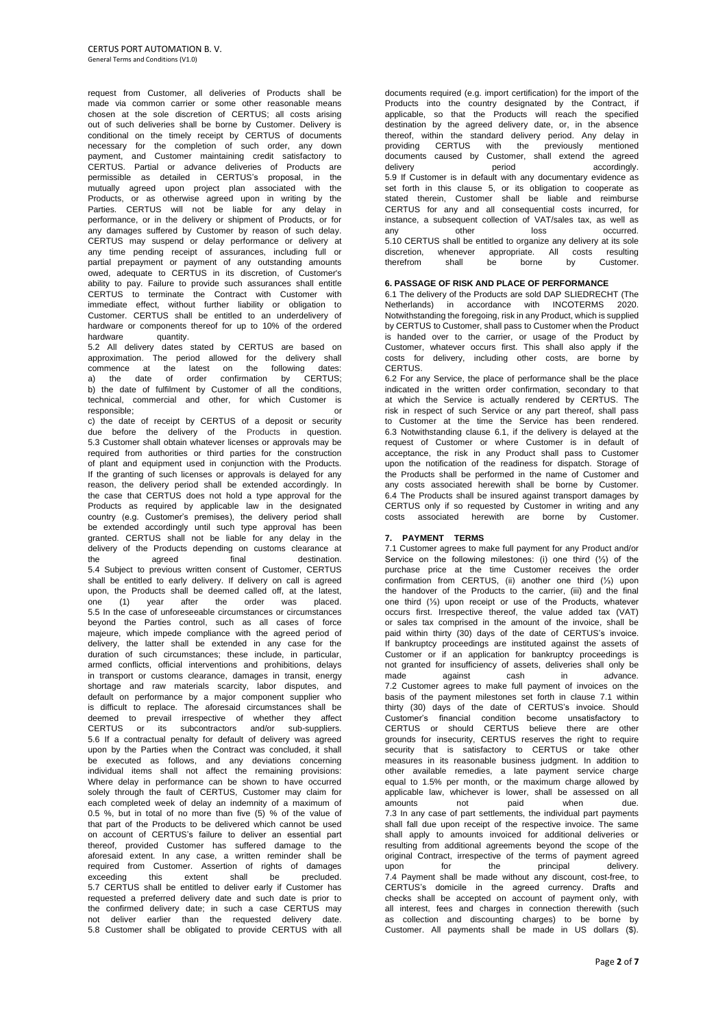request from Customer, all deliveries of Products shall be made via common carrier or some other reasonable means chosen at the sole discretion of CERTUS; all costs arising out of such deliveries shall be borne by Customer. Delivery is conditional on the timely receipt by CERTUS of documents necessary for the completion of such order, any down payment, and Customer maintaining credit satisfactory to CERTUS. Partial or advance deliveries of Products are permissible as detailed in CERTUS's proposal, in the mutually agreed upon project plan associated with the Products, or as otherwise agreed upon in writing by the Parties. CERTUS will not be liable for any delay in performance, or in the delivery or shipment of Products, or for any damages suffered by Customer by reason of such delay. CERTUS may suspend or delay performance or delivery at any time pending receipt of assurances, including full or partial prepayment or payment of any outstanding amounts owed, adequate to CERTUS in its discretion, of Customer's ability to pay. Failure to provide such assurances shall entitle CERTUS to terminate the Contract with Customer with immediate effect, without further liability or obligation to Customer. CERTUS shall be entitled to an underdelivery of hardware or components thereof for up to 10% of the ordered hardware quantity.

5.2 All delivery dates stated by CERTUS are based on approximation. The period allowed for the delivery shall commence at the latest on the following dates:
a) the date of order confirmation by CERTUS;
b) the date of fulfilment by Customer of all the conditions, technical, commercial and other, for which Customer is responsible; or
c) the date of receipt by CERTUS of a deposit or security due before the delivery of the Products in question.

5.3 Customer shall obtain whatever licenses or approvals may be required from authorities or third parties for the construction of plant and equipment used in conjunction with the Products. If the granting of such licenses or approvals is delayed for any reason, the delivery period shall be extended accordingly. In the case that CERTUS does not hold a type approval for the Products as required by applicable law in the designated country (e.g. Customer's premises), the delivery period shall be extended accordingly until such type approval has been granted. CERTUS shall not be liable for any delay in the delivery of the Products depending on customs clearance at the agreed final destination.

5.4 Subject to previous written consent of Customer, CERTUS shall be entitled to early delivery. If delivery on call is agreed upon, the Products shall be deemed called off, at the latest, one (1) year after the order was placed.

5.5 In the case of unforeseeable circumstances or circumstances beyond the Parties control, such as all cases of force majeure, which impede compliance with the agreed period of delivery, the latter shall be extended in any case for the duration of such circumstances; these include, in particular, armed conflicts, official interventions and prohibitions, delays in transport or customs clearance, damages in transit, energy shortage and raw materials scarcity, labor disputes, and default on performance by a major component supplier who is difficult to replace. The aforesaid circumstances shall be deemed to prevail irrespective of whether they affect CERTUS or its subcontractors and/or sub-suppliers.

5.6 If a contractual penalty for default of delivery was agreed upon by the Parties when the Contract was concluded, it shall be executed as follows, and any deviations concerning individual items shall not affect the remaining provisions: Where delay in performance can be shown to have occurred solely through the fault of CERTUS, Customer may claim for each completed week of delay an indemnity of a maximum of 0.5 %, but in total of no more than five (5) % of the value of that part of the Products to be delivered which cannot be used on account of CERTUS's failure to deliver an essential part thereof, provided Customer has suffered damage to the aforesaid extent. In any case, a written reminder shall be required from Customer. Assertion of rights of damages exceeding this extent shall be precluded.

5.7 CERTUS shall be entitled to deliver early if Customer has requested a preferred delivery date and such date is prior to the confirmed delivery date; in such a case CERTUS may not deliver earlier than the requested delivery date.

5.8 Customer shall be obligated to provide CERTUS with all documents required (e.g. import certification) for the import of the Products into the country designated by the Contract, if applicable, so that the Products will reach the specified destination by the agreed delivery date, or, in the absence thereof, within the standard delivery period. Any delay in providing CERTUS with the previously mentioned documents caused by Customer, shall extend the agreed delivery period accordingly.

5.9 If Customer is in default with any documentary evidence as set forth in this clause 5, or its obligation to cooperate as stated therein, Customer shall be liable and reimburse CERTUS for any and all consequential costs incurred, for instance, a subsequent collection of VAT/sales tax, as well as any other loss occurred.

5.10 CERTUS shall be entitled to organize any delivery at its sole discretion, whenever appropriate. All costs resulting therefrom shall be borne by Customer.

## 6. PASSAGE OF RISK AND PLACE OF PERFORMANCE

6.1 The delivery of the Products are sold DAP SLIEDRECHT (The Netherlands) in accordance with INCOTERMS 2020. Notwithstanding the foregoing, risk in any Product, which is supplied by CERTUS to Customer, shall pass to Customer when the Product is handed over to the carrier, or usage of the Product by Customer, whatever occurs first. This shall also apply if the costs for delivery, including other costs, are borne by CERTUS.

6.2 For any Service, the place of performance shall be the place indicated in the written order confirmation, secondary to that at which the Service is actually rendered by CERTUS. The risk in respect of such Service or any part thereof, shall pass to Customer at the time the Service has been rendered.

6.3 Notwithstanding clause 6.1, if the delivery is delayed at the request of Customer or where Customer is in default of acceptance, the risk in any Product shall pass to Customer upon the notification of the readiness for dispatch. Storage of the Products shall be performed in the name of Customer and any costs associated herewith shall be borne by Customer.

6.4 The Products shall be insured against transport damages by CERTUS only if so requested by Customer in writing and any costs associated herewith are borne by Customer.

## 7. PAYMENT TERMS

7.1 Customer agrees to make full payment for any Product and/or Service on the following milestones: (i) one third (⅓) of the purchase price at the time Customer receives the order confirmation from CERTUS, (ii) another one third (⅓) upon the handover of the Products to the carrier, (iii) and the final one third (⅓) upon receipt or use of the Products, whatever occurs first. Irrespective thereof, the value added tax (VAT) or sales tax comprised in the amount of the invoice, shall be paid within thirty (30) days of the date of CERTUS's invoice. If bankruptcy proceedings are instituted against the assets of Customer or if an application for bankruptcy proceedings is not granted for insufficiency of assets, deliveries shall only be made against cash in advance.

7.2 Customer agrees to make full payment of invoices on the basis of the payment milestones set forth in clause 7.1 within thirty (30) days of the date of CERTUS's invoice. Should Customer's financial condition become unsatisfactory to CERTUS or should CERTUS believe there are other grounds for insecurity, CERTUS reserves the right to require security that is satisfactory to CERTUS or take other measures in its reasonable business judgment. In addition to other available remedies, a late payment service charge equal to 1.5% per month, or the maximum charge allowed by applicable law, whichever is lower, shall be assessed on all amounts not paid when due.

7.3 In any case of part settlements, the individual part payments shall fall due upon receipt of the respective invoice. The same shall apply to amounts invoiced for additional deliveries or resulting from additional agreements beyond the scope of the original Contract, irrespective of the terms of payment agreed upon for the principal delivery.

7.4 Payment shall be made without any discount, cost-free, to CERTUS's domicile in the agreed currency. Drafts and checks shall be accepted on account of payment only, with all interest, fees and charges in connection therewith (such as collection and discounting charges) to be borne by Customer. All payments shall be made in US dollars ($).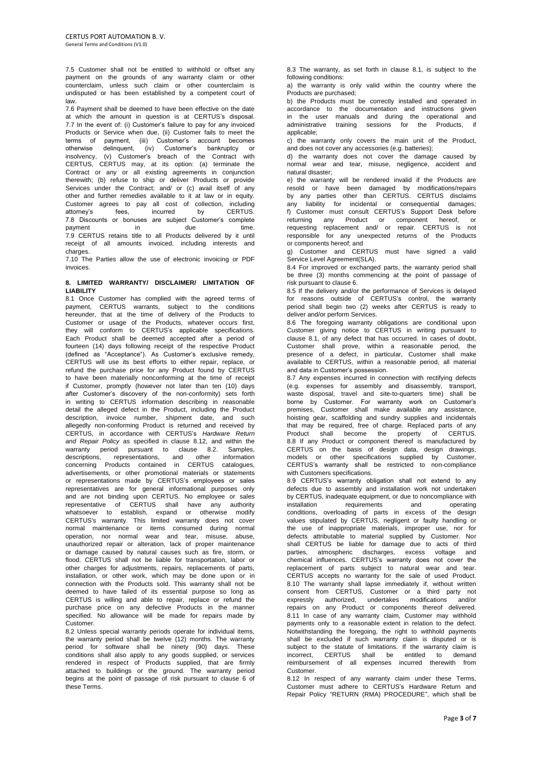7.5 Customer shall not be entitled to withhold or offset any payment on the grounds of any warranty claim or other counterclaim, unless such claim or other counterclaim is undisputed or has been established by a competent court of law.

7.6 Payment shall be deemed to have been effective on the date at which the amount in question is at CERTUS's disposal.

7.7 In the event of: (i) Customer's failure to pay for any invoiced Products or Service when due, (ii) Customer fails to meet the terms of payment, (iii) Customer's account becomes otherwise delinquent, (iv) Customer's bankruptcy or insolvency, (v) Customer's breach of the Contract with CERTUS, CERTUS may, at its option: (a) terminate the Contract or any or all existing agreements in conjunction therewith; (b) refuse to ship or deliver Products or provide Services under the Contract; and/ or (c) avail itself of any other and further remedies available to it at law or in equity. Customer agrees to pay all cost of collection, including attorney's fees, incurred by CERTUS.

7.8 Discounts or bonuses are subject Customer's complete payment in due time.

7.9 CERTUS retains title to all Products delivered by it until receipt of all amounts invoiced, including interests and charges.

7.10 The Parties allow the use of electronic invoicing or PDF invoices.

## 8. LIMITED WARRANTY/ DISCLAIMER/ LIMITATION OF LIABILITY

8.1 Once Customer has complied with the agreed terms of payment, CERTUS warrants, subject to the conditions hereunder, that at the time of delivery of the Products to Customer or usage of the Products, whatever occurs first, they will conform to CERTUS's applicable specifications. Each Product shall be deemed accepted after a period of fourteen (14) days following receipt of the respective Product (defined as "Acceptance"). As Customer's exclusive remedy, CERTUS will use its best efforts to either repair, replace, or refund the purchase price for any Product found by CERTUS to have been materially nonconforming at the time of receipt if Customer, promptly (however not later than ten (10) days after Customer's discovery of the non-conformity) sets forth in writing to CERTUS information describing in reasonable detail the alleged defect in the Product, including the Product description, invoice number, shipment date, and such allegedly non-conforming Product is returned and received by CERTUS, in accordance with CERTUS's *Hardware Return and Repair Policy* as specified in clause 8.12, and within the warranty period pursuant to clause 8.2. Samples, descriptions, representations, and other information concerning Products contained in CERTUS catalogues, advertisements, or other promotional materials or statements or representations made by CERTUS's employees or sales representatives are for general informational purposes only and are not binding upon CERTUS. No employee or sales representative of CERTUS shall have any authority whatsoever to establish, expand or otherwise modify CERTUS's warranty. This limited warranty does not cover normal maintenance or items consumed during normal operation, nor normal wear and tear, misuse, abuse, unauthorized repair or alteration, lack of proper maintenance or damage caused by natural causes such as fire, storm, or flood. CERTUS shall not be liable for transportation, labor or other charges for adjustments, repairs, replacements of parts, installation, or other work, which may be done upon or in connection with the Products sold. This warranty shall not be deemed to have failed of its essential purpose so long as CERTUS is willing and able to repair, replace or refund the purchase price on any defective Products in the manner specified. No allowance will be made for repairs made by Customer.

8.2 Unless special warranty periods operate for individual items, the warranty period shall be twelve (12) months. The warranty period for software shall be ninety (90) days. These conditions shall also apply to any goods supplied, or services rendered in respect of Products supplied, that are firmly attached to buildings or the ground. The warranty period begins at the point of passage of risk pursuant to clause 6 of these Terms.

8.3 The warranty, as set forth in clause 8.1, is subject to the following conditions:

a) the warranty is only valid within the country where the Products are purchased;

b) the Products must be correctly installed and operated in accordance to the documentation and instructions given in the user manuals and during the operational and administrative training sessions for the Products, if applicable;

c) the warranty only covers the main unit of the Product, and does not cover any accessories (e.g. batteries);

d) the warranty does not cover the damage caused by normal wear and tear, misuse, negligence, accident and natural disaster;

e) the warranty will be rendered invalid if the Products are resold or have been damaged by modifications/repairs by any parties other than CERTUS. CERTUS disclaims any liability for incidental or consequential damages;

f) Customer must consult CERTUS's Support Desk before returning any Product or component hereof, or requesting replacement and/ or repair. CERTUS is not responsible for any unexpected returns of the Products or components hereof; and

g) Customer and CERTUS must have signed a valid Service Level Agreement(SLA).

8.4 For improved or exchanged parts, the warranty period shall be three (3) months commencing at the point of passage of risk pursuant to clause 6.

8.5 If the delivery and/or the performance of Services is delayed for reasons outside of CERTUS's control, the warranty period shall begin two (2) weeks after CERTUS is ready to deliver and/or perform Services.

8.6 The foregoing warranty obligations are conditional upon Customer giving notice to CERTUS in writing pursuant to clause 8.1, of any defect that has occurred. In cases of doubt, Customer shall prove, within a reasonable period, the presence of a defect, in particular, Customer shall make available to CERTUS, within a reasonable period, all material and data in Customer's possession.

8.7 Any expenses incurred in connection with rectifying defects (e.g. expenses for assembly and disassembly, transport, waste disposal, travel and site-to-quarters time) shall be borne by Customer. For warranty work on Customer's premises, Customer shall make available any assistance, hoisting gear, scaffolding and sundry supplies and incidentals that may be required, free of charge. Replaced parts of any Product shall become the property of CERTUS.

8.8 If any Product or component thereof is manufactured by CERTUS on the basis of design data, design drawings, models or other specifications supplied by Customer, CERTUS's warranty shall be restricted to non-compliance with Customers specifications.

8.9 CERTUS's warranty obligation shall not extend to any defects due to assembly and installation work not undertaken by CERTUS, inadequate equipment, or due to noncompliance with installation requirements and operating conditions, overloading of parts in excess of the design values stipulated by CERTUS, negligent or faulty handling or the use of inappropriate materials, improper use, nor for defects attributable to material supplied by Customer. Nor shall CERTUS be liable for damage due to acts of third parties, atmospheric discharges, excess voltage and chemical influences. CERTUS's warranty does not cover the replacement of parts subject to natural wear and tear. CERTUS accepts no warranty for the sale of used Product.

8.10 The warranty shall lapse immediately if, without written consent from CERTUS, Customer or a third party not expressly authorized, undertakes modifications and/or repairs on any Product or components thereof delivered.

8.11 In case of any warranty claim, Customer may withhold payments only to a reasonable extent in relation to the defect. Notwithstanding the foregoing, the right to withhold payments shall be excluded if such warranty claim is disputed or is subject to the statute of limitations. If the warranty claim is incorrect, CERTUS shall be entitled to demand reimbursement of all expenses incurred therewith from Customer.

8.12 In respect of any warranty claim under these Terms, Customer must adhere to CERTUS's Hardware Return and Repair Policy "RETURN (RMA) PROCEDURE", which shall be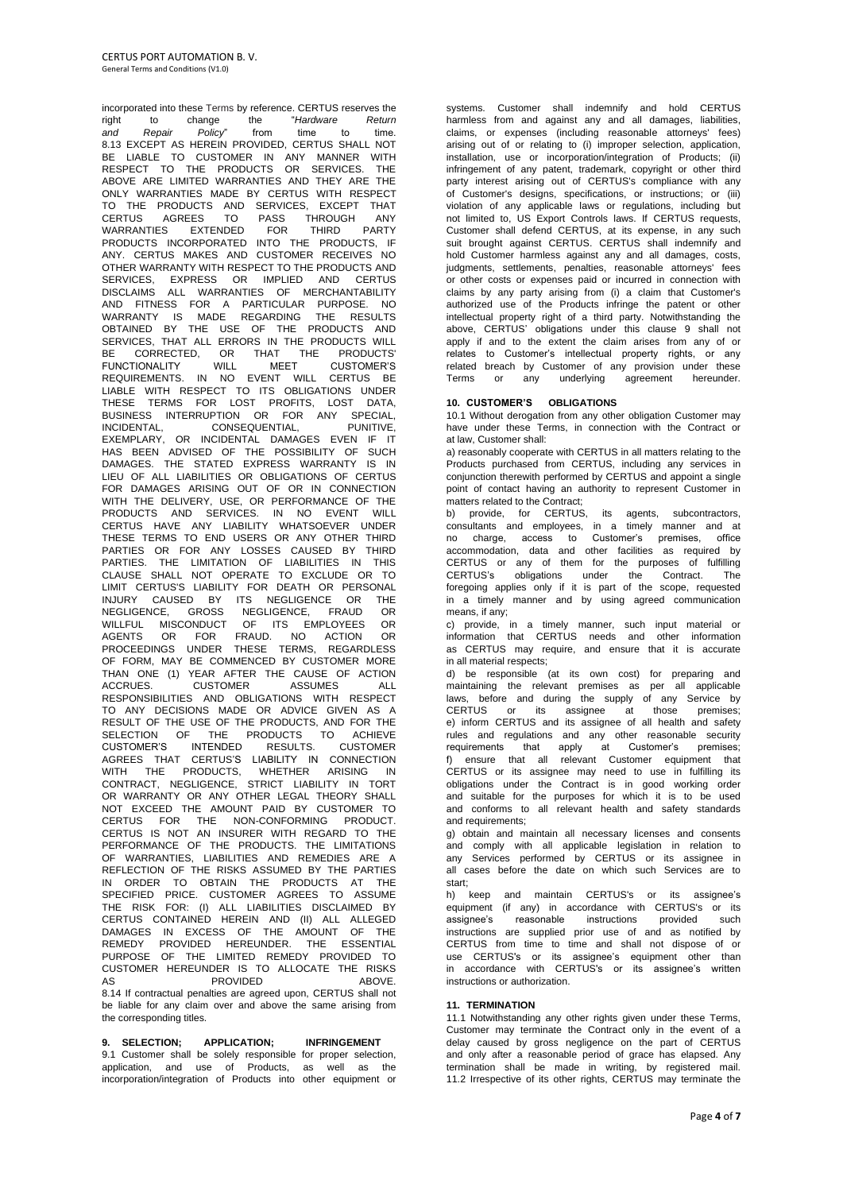incorporated into these Terms by reference. CERTUS reserves the right to change the "*Hardware Return and Repair Policy*" from time to time.

8.13 EXCEPT AS HEREIN PROVIDED, CERTUS SHALL NOT BE LIABLE TO CUSTOMER IN ANY MANNER WITH RESPECT TO THE PRODUCTS OR SERVICES. THE ABOVE ARE LIMITED WARRANTIES AND THEY ARE THE ONLY WARRANTIES MADE BY CERTUS WITH RESPECT TO THE PRODUCTS AND SERVICES, EXCEPT THAT CERTUS AGREES TO PASS THROUGH ANY WARRANTIES EXTENDED FOR THIRD PARTY PRODUCTS INCORPORATED INTO THE PRODUCTS, IF ANY. CERTUS MAKES AND CUSTOMER RECEIVES NO OTHER WARRANTY WITH RESPECT TO THE PRODUCTS AND SERVICES, EXPRESS OR IMPLIED AND CERTUS DISCLAIMS ALL WARRANTIES OF MERCHANTABILITY AND FITNESS FOR A PARTICULAR PURPOSE. NO WARRANTY IS MADE REGARDING THE RESULTS OBTAINED BY THE USE OF THE PRODUCTS AND SERVICES, THAT ALL ERRORS IN THE PRODUCTS WILL BE CORRECTED, OR THAT THE PRODUCTS' FUNCTIONALITY WILL MEET CUSTOMER'S REQUIREMENTS. IN NO EVENT WILL CERTUS BE LIABLE WITH RESPECT TO ITS OBLIGATIONS UNDER THESE TERMS FOR LOST PROFITS, LOST DATA, BUSINESS INTERRUPTION OR FOR ANY SPECIAL, INCIDENTAL, CONSEQUENTIAL, PUNITIVE, EXEMPLARY, OR INCIDENTAL DAMAGES EVEN IF IT HAS BEEN ADVISED OF THE POSSIBILITY OF SUCH DAMAGES. THE STATED EXPRESS WARRANTY IS IN LIEU OF ALL LIABILITIES OR OBLIGATIONS OF CERTUS FOR DAMAGES ARISING OUT OF OR IN CONNECTION WITH THE DELIVERY, USE, OR PERFORMANCE OF THE PRODUCTS AND SERVICES. IN NO EVENT WILL CERTUS HAVE ANY LIABILITY WHATSOEVER UNDER THESE TERMS TO END USERS OR ANY OTHER THIRD PARTIES OR FOR ANY LOSSES CAUSED BY THIRD PARTIES. THE LIMITATION OF LIABILITIES IN THIS CLAUSE SHALL NOT OPERATE TO EXCLUDE OR TO LIMIT CERTUS'S LIABILITY FOR DEATH OR PERSONAL INJURY CAUSED BY ITS NEGLIGENCE OR THE NEGLIGENCE, GROSS NEGLIGENCE, FRAUD OR WILLFUL MISCONDUCT OF ITS EMPLOYEES OR AGENTS OR FOR FRAUD. NO ACTION OR PROCEEDINGS UNDER THESE TERMS, REGARDLESS OF FORM, MAY BE COMMENCED BY CUSTOMER MORE THAN ONE (1) YEAR AFTER THE CAUSE OF ACTION ACCRUES. CUSTOMER ASSUMES ALL RESPONSIBILITIES AND OBLIGATIONS WITH RESPECT TO ANY DECISIONS MADE OR ADVICE GIVEN AS A RESULT OF THE USE OF THE PRODUCTS, AND FOR THE SELECTION OF THE PRODUCTS TO ACHIEVE CUSTOMER'S INTENDED RESULTS. CUSTOMER AGREES THAT CERTUS'S LIABILITY IN CONNECTION WITH THE PRODUCTS, WHETHER ARISING IN CONTRACT, NEGLIGENCE, STRICT LIABILITY IN TORT OR WARRANTY OR ANY OTHER LEGAL THEORY SHALL NOT EXCEED THE AMOUNT PAID BY CUSTOMER TO CERTUS FOR THE NON-CONFORMING PRODUCT. CERTUS IS NOT AN INSURER WITH REGARD TO THE PERFORMANCE OF THE PRODUCTS. THE LIMITATIONS OF WARRANTIES, LIABILITIES AND REMEDIES ARE A REFLECTION OF THE RISKS ASSUMED BY THE PARTIES IN ORDER TO OBTAIN THE PRODUCTS AT THE SPECIFIED PRICE. CUSTOMER AGREES TO ASSUME THE RISK FOR: (I) ALL LIABILITIES DISCLAIMED BY CERTUS CONTAINED HEREIN AND (II) ALL ALLEGED DAMAGES IN EXCESS OF THE AMOUNT OF THE REMEDY PROVIDED HEREUNDER. THE ESSENTIAL PURPOSE OF THE LIMITED REMEDY PROVIDED TO CUSTOMER HEREUNDER IS TO ALLOCATE THE RISKS AS PROVIDED ABOVE.

8.14 If contractual penalties are agreed upon, CERTUS shall not be liable for any claim over and above the same arising from the corresponding titles.

## 9. SELECTION; APPLICATION; INFRINGEMENT

9.1 Customer shall be solely responsible for proper selection, application, and use of Products, as well as the incorporation/integration of Products into other equipment or systems. Customer shall indemnify and hold CERTUS harmless from and against any and all damages, liabilities, claims, or expenses (including reasonable attorneys' fees) arising out of or relating to (i) improper selection, application, installation, use or incorporation/integration of Products; (ii) infringement of any patent, trademark, copyright or other third party interest arising out of CERTUS's compliance with any of Customer's designs, specifications, or instructions; or (iii) violation of any applicable laws or regulations, including but not limited to, US Export Controls laws. If CERTUS requests, Customer shall defend CERTUS, at its expense, in any such suit brought against CERTUS. CERTUS shall indemnify and hold Customer harmless against any and all damages, costs, judgments, settlements, penalties, reasonable attorneys' fees or other costs or expenses paid or incurred in connection with claims by any party arising from (i) a claim that Customer's authorized use of the Products infringe the patent or other intellectual property right of a third party. Notwithstanding the above, CERTUS' obligations under this clause 9 shall not apply if and to the extent the claim arises from any of or relates to Customer's intellectual property rights, or any related breach by Customer of any provision under these Terms or any underlying agreement hereunder.

## 10. CUSTOMER'S OBLIGATIONS

10.1 Without derogation from any other obligation Customer may have under these Terms, in connection with the Contract or at law, Customer shall:

a) reasonably cooperate with CERTUS in all matters relating to the Products purchased from CERTUS, including any services in conjunction therewith performed by CERTUS and appoint a single point of contact having an authority to represent Customer in matters related to the Contract;

b) provide, for CERTUS, its agents, subcontractors, consultants and employees, in a timely manner and at no charge, access to Customer's premises, office accommodation, data and other facilities as required by CERTUS or any of them for the purposes of fulfilling CERTUS's obligations under the Contract. The foregoing applies only if it is part of the scope, requested in a timely manner and by using agreed communication means, if any;

c) provide, in a timely manner, such input material or information that CERTUS needs and other information as CERTUS may require, and ensure that it is accurate in all material respects;

d) be responsible (at its own cost) for preparing and maintaining the relevant premises as per all applicable laws, before and during the supply of any Service by CERTUS or its assignee at those premises;

e) inform CERTUS and its assignee of all health and safety rules and regulations and any other reasonable security requirements that apply at Customer's premises;

f) ensure that all relevant Customer equipment that CERTUS or its assignee may need to use in fulfilling its obligations under the Contract is in good working order and suitable for the purposes for which it is to be used and conforms to all relevant health and safety standards and requirements;

g) obtain and maintain all necessary licenses and consents and comply with all applicable legislation in relation to any Services performed by CERTUS or its assignee in all cases before the date on which such Services are to start;

h) keep and maintain CERTUS's or its assignee's equipment (if any) in accordance with CERTUS's or its assignee's reasonable instructions provided such instructions are supplied prior use of and as notified by CERTUS from time to time and shall not dispose of or use CERTUS's or its assignee's equipment other than in accordance with CERTUS's or its assignee's written instructions or authorization.

## 11. TERMINATION

11.1 Notwithstanding any other rights given under these Terms, Customer may terminate the Contract only in the event of a delay caused by gross negligence on the part of CERTUS and only after a reasonable period of grace has elapsed. Any termination shall be made in writing, by registered mail.

11.2 Irrespective of its other rights, CERTUS may terminate the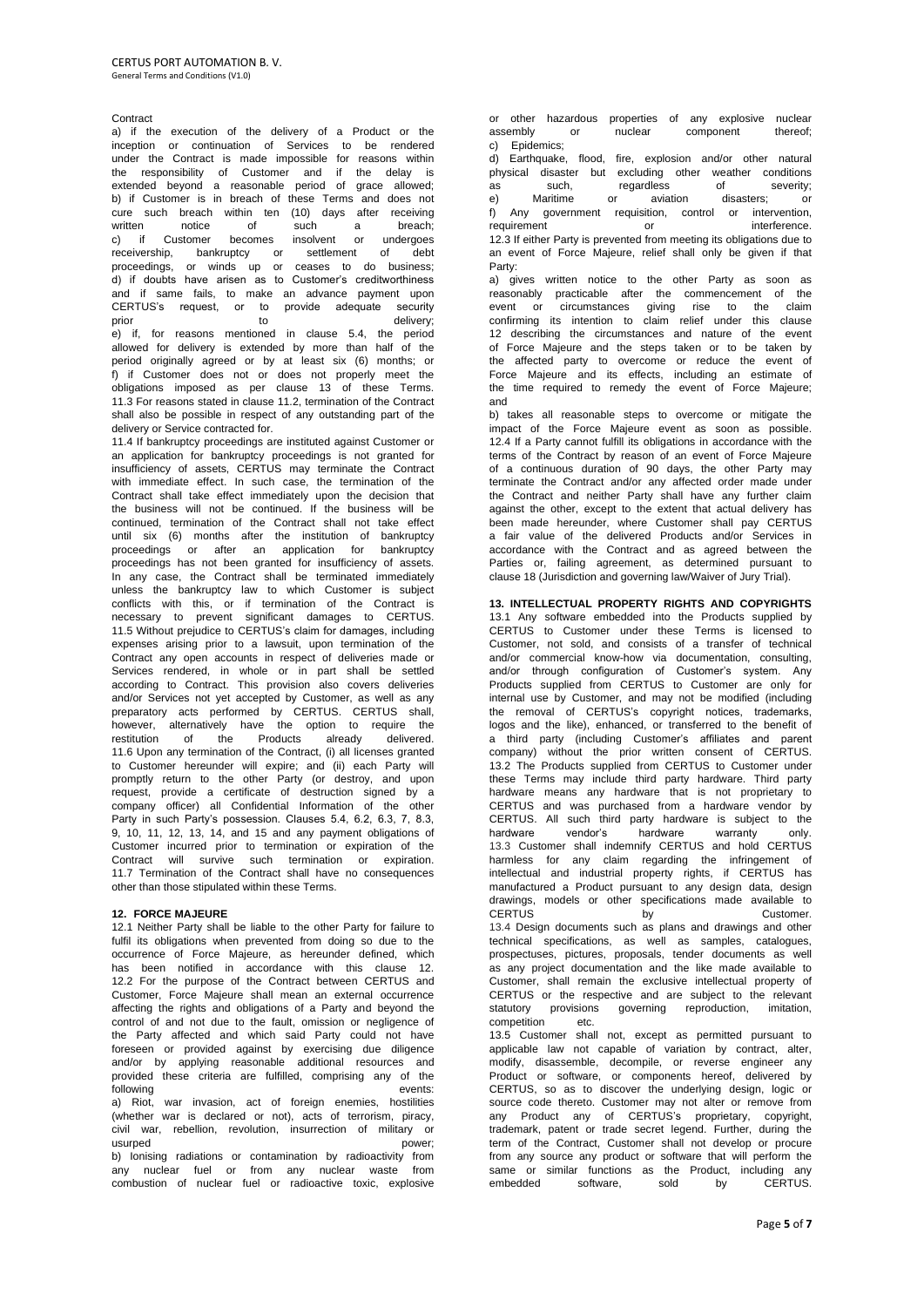Contract

a) if the execution of the delivery of a Product or the inception or continuation of Services to be rendered under the Contract is made impossible for reasons within the responsibility of Customer and if the delay is extended beyond a reasonable period of grace allowed;

b) if Customer is in breach of these Terms and does not cure such breach within ten (10) days after receiving written notice of such a breach;

c) if Customer becomes insolvent or undergoes receivership, bankruptcy or settlement of debt proceedings, or winds up or ceases to do business;

d) if doubts have arisen as to Customer's creditworthiness and if same fails, to make an advance payment upon CERTUS's request, or to provide adequate security prior to delivery;

e) if, for reasons mentioned in clause 5.4, the period allowed for delivery is extended by more than half of the period originally agreed or by at least six (6) months; or

f) if Customer does not or does not properly meet the obligations imposed as per clause 13 of these Terms.

11.3 For reasons stated in clause 11.2, termination of the Contract shall also be possible in respect of any outstanding part of the delivery or Service contracted for.

11.4 If bankruptcy proceedings are instituted against Customer or an application for bankruptcy proceedings is not granted for insufficiency of assets, CERTUS may terminate the Contract with immediate effect. In such case, the termination of the Contract shall take effect immediately upon the decision that the business will not be continued. If the business will be continued, termination of the Contract shall not take effect until six (6) months after the institution of bankruptcy proceedings or after an application for bankruptcy proceedings has not been granted for insufficiency of assets. In any case, the Contract shall be terminated immediately unless the bankruptcy law to which Customer is subject conflicts with this, or if termination of the Contract is necessary to prevent significant damages to CERTUS.

11.5 Without prejudice to CERTUS's claim for damages, including expenses arising prior to a lawsuit, upon termination of the Contract any open accounts in respect of deliveries made or Services rendered, in whole or in part shall be settled according to Contract. This provision also covers deliveries and/or Services not yet accepted by Customer, as well as any preparatory acts performed by CERTUS. CERTUS shall, however, alternatively have the option to require the restitution of the Products already delivered.

11.6 Upon any termination of the Contract, (i) all licenses granted to Customer hereunder will expire; and (ii) each Party will promptly return to the other Party (or destroy, and upon request, provide a certificate of destruction signed by a company officer) all Confidential Information of the other Party in such Party's possession. Clauses 5.4, 6.2, 6.3, 7, 8.3, 9, 10, 11, 12, 13, 14, and 15 and any payment obligations of Customer incurred prior to termination or expiration of the Contract will survive such termination or expiration.

11.7 Termination of the Contract shall have no consequences other than those stipulated within these Terms.

## 12. FORCE MAJEURE

12.1 Neither Party shall be liable to the other Party for failure to fulfil its obligations when prevented from doing so due to the occurrence of Force Majeure, as hereunder defined, which has been notified in accordance with this clause 12.

12.2 For the purpose of the Contract between CERTUS and Customer, Force Majeure shall mean an external occurrence affecting the rights and obligations of a Party and beyond the control of and not due to the fault, omission or negligence of the Party affected and which said Party could not have foreseen or provided against by exercising due diligence and/or by applying reasonable additional resources and provided these criteria are fulfilled, comprising any of the following events:

a) Riot, war invasion, act of foreign enemies, hostilities (whether war is declared or not), acts of terrorism, piracy, civil war, rebellion, revolution, insurrection of military or usurped power;

b) Ionising radiations or contamination by radioactivity from any nuclear fuel or from any nuclear waste from combustion of nuclear fuel or radioactive toxic, explosive or other hazardous properties of any explosive nuclear assembly or nuclear component thereof;

c) Epidemics;

d) Earthquake, flood, fire, explosion and/or other natural physical disaster but excluding other weather conditions as such, regardless of severity;

e) Maritime or aviation disasters; or

f) Any government requisition, control or intervention, requirement or interference.

12.3 If either Party is prevented from meeting its obligations due to an event of Force Majeure, relief shall only be given if that Party:

a) gives written notice to the other Party as soon as reasonably practicable after the commencement of the event or circumstances giving rise to the claim confirming its intention to claim relief under this clause 12 describing the circumstances and nature of the event of Force Majeure and the steps taken or to be taken by the affected party to overcome or reduce the event of Force Majeure and its effects, including an estimate of the time required to remedy the event of Force Majeure; and

b) takes all reasonable steps to overcome or mitigate the impact of the Force Majeure event as soon as possible.

12.4 If a Party cannot fulfill its obligations in accordance with the terms of the Contract by reason of an event of Force Majeure of a continuous duration of 90 days, the other Party may terminate the Contract and/or any affected order made under the Contract and neither Party shall have any further claim against the other, except to the extent that actual delivery has been made hereunder, where Customer shall pay CERTUS a fair value of the delivered Products and/or Services in accordance with the Contract and as agreed between the Parties or, failing agreement, as determined pursuant to clause 18 (Jurisdiction and governing law/Waiver of Jury Trial).

## 13. INTELLECTUAL PROPERTY RIGHTS AND COPYRIGHTS

13.1 Any software embedded into the Products supplied by CERTUS to Customer under these Terms is licensed to Customer, not sold, and consists of a transfer of technical and/or commercial know-how via documentation, consulting, and/or through configuration of Customer's system. Any Products supplied from CERTUS to Customer are only for internal use by Customer, and may not be modified (including the removal of CERTUS's copyright notices, trademarks, logos and the like), enhanced, or transferred to the benefit of a third party (including Customer's affiliates and parent company) without the prior written consent of CERTUS.

13.2 The Products supplied from CERTUS to Customer under these Terms may include third party hardware. Third party hardware means any hardware that is not proprietary to CERTUS and was purchased from a hardware vendor by CERTUS. All such third party hardware is subject to the hardware vendor's hardware warranty only.

13.3 Customer shall indemnify CERTUS and hold CERTUS harmless for any claim regarding the infringement of intellectual and industrial property rights, if CERTUS has manufactured a Product pursuant to any design data, design drawings, models or other specifications made available to CERTUS by Customer.

13.4 Design documents such as plans and drawings and other technical specifications, as well as samples, catalogues, prospectuses, pictures, proposals, tender documents as well as any project documentation and the like made available to Customer, shall remain the exclusive intellectual property of CERTUS or the respective and are subject to the relevant statutory provisions governing reproduction, imitation, competition etc.

13.5 Customer shall not, except as permitted pursuant to applicable law not capable of variation by contract, alter, modify, disassemble, decompile, or reverse engineer any Product or software, or components hereof, delivered by CERTUS, so as to discover the underlying design, logic or source code thereto. Customer may not alter or remove from any Product any of CERTUS's proprietary, copyright, trademark, patent or trade secret legend. Further, during the term of the Contract, Customer shall not develop or procure from any source any product or software that will perform the same or similar functions as the Product, including any embedded software, sold by CERTUS.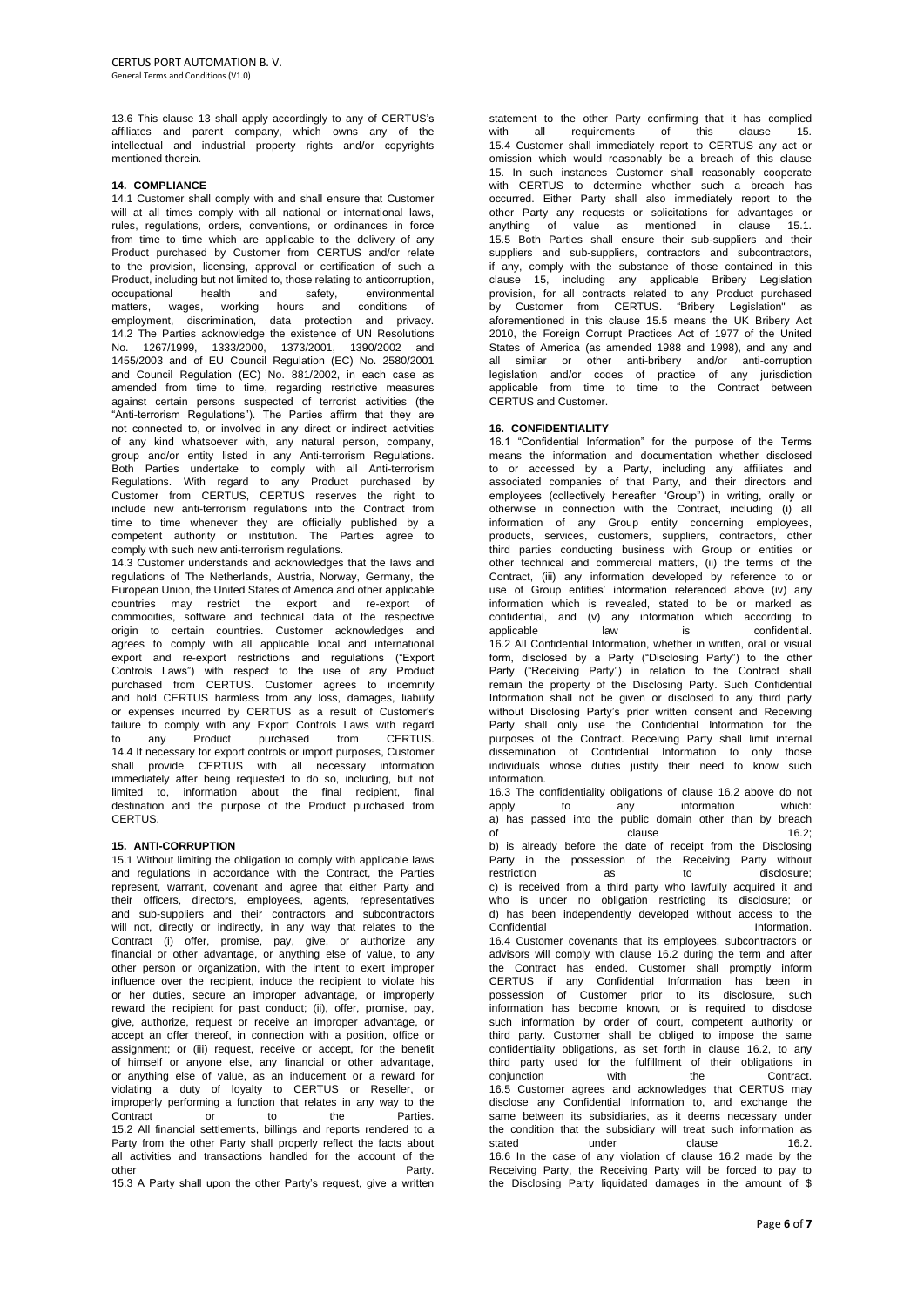13.6 This clause 13 shall apply accordingly to any of CERTUS's affiliates and parent company, which owns any of the intellectual and industrial property rights and/or copyrights mentioned therein.

## 14. COMPLIANCE

14.1 Customer shall comply with and shall ensure that Customer will at all times comply with all national or international laws, rules, regulations, orders, conventions, or ordinances in force from time to time which are applicable to the delivery of any Product purchased by Customer from CERTUS and/or relate to the provision, licensing, approval or certification of such a Product, including but not limited to, those relating to anticorruption, occupational health and safety, environmental matters, wages, working hours and conditions of employment, discrimination, data protection and privacy.

14.2 The Parties acknowledge the existence of UN Resolutions No. 1267/1999, 1333/2000, 1373/2001, 1390/2002 and 1455/2003 and of EU Council Regulation (EC) No. 2580/2001 and Council Regulation (EC) No. 881/2002, in each case as amended from time to time, regarding restrictive measures against certain persons suspected of terrorist activities (the "Anti-terrorism Regulations"). The Parties affirm that they are not connected to, or involved in any direct or indirect activities of any kind whatsoever with, any natural person, company, group and/or entity listed in any Anti-terrorism Regulations. Both Parties undertake to comply with all Anti-terrorism Regulations. With regard to any Product purchased by Customer from CERTUS, CERTUS reserves the right to include new anti-terrorism regulations into the Contract from time to time whenever they are officially published by a competent authority or institution. The Parties agree to comply with such new anti-terrorism regulations.

14.3 Customer understands and acknowledges that the laws and regulations of The Netherlands, Austria, Norway, Germany, the European Union, the United States of America and other applicable countries may restrict the export and re-export of commodities, software and technical data of the respective origin to certain countries. Customer acknowledges and agrees to comply with all applicable local and international export and re-export restrictions and regulations ("Export Controls Laws") with respect to the use of any Product purchased from CERTUS. Customer agrees to indemnify and hold CERTUS harmless from any loss, damages, liability or expenses incurred by CERTUS as a result of Customer's failure to comply with any Export Controls Laws with regard to any Product purchased from CERTUS.

14.4 If necessary for export controls or import purposes, Customer shall provide CERTUS with all necessary information immediately after being requested to do so, including, but not limited to, information about the final recipient, final destination and the purpose of the Product purchased from CERTUS.

## 15. ANTI-CORRUPTION

15.1 Without limiting the obligation to comply with applicable laws and regulations in accordance with the Contract, the Parties represent, warrant, covenant and agree that either Party and their officers, directors, employees, agents, representatives and sub-suppliers and their contractors and subcontractors will not, directly or indirectly, in any way that relates to the Contract (i) offer, promise, pay, give, or authorize any financial or other advantage, or anything else of value, to any other person or organization, with the intent to exert improper influence over the recipient, induce the recipient to violate his or her duties, secure an improper advantage, or improperly reward the recipient for past conduct; (ii), offer, promise, pay, give, authorize, request or receive an improper advantage, or accept an offer thereof, in connection with a position, office or assignment; or (iii) request, receive or accept, for the benefit of himself or anyone else, any financial or other advantage, or anything else of value, as an inducement or a reward for violating a duty of loyalty to CERTUS or Reseller, or improperly performing a function that relates in any way to the Contract or to the Parties.

15.2 All financial settlements, billings and reports rendered to a Party from the other Party shall properly reflect the facts about all activities and transactions handled for the account of the other Party.

15.3 A Party shall upon the other Party's request, give a written statement to the other Party confirming that it has complied with all requirements of this clause 15.

15.4 Customer shall immediately report to CERTUS any act or omission which would reasonably be a breach of this clause 15. In such instances Customer shall reasonably cooperate with CERTUS to determine whether such a breach has occurred. Either Party shall also immediately report to the other Party any requests or solicitations for advantages or anything of value as mentioned in clause 15.1.

15.5 Both Parties shall ensure their sub-suppliers and their suppliers and sub-suppliers, contractors and subcontractors, if any, comply with the substance of those contained in this clause 15, including any applicable Bribery Legislation provision, for all contracts related to any Product purchased by Customer from CERTUS. "Bribery Legislation" as aforementioned in this clause 15.5 means the UK Bribery Act 2010, the Foreign Corrupt Practices Act of 1977 of the United States of America (as amended 1988 and 1998), and any and all similar or other anti-bribery and/or anti-corruption legislation and/or codes of practice of any jurisdiction applicable from time to time to the Contract between CERTUS and Customer.

## 16. CONFIDENTIALITY

16.1 "Confidential Information" for the purpose of the Terms means the information and documentation whether disclosed to or accessed by a Party, including any affiliates and associated companies of that Party, and their directors and employees (collectively hereafter "Group") in writing, orally or otherwise in connection with the Contract, including (i) all information of any Group entity concerning employees, products, services, customers, suppliers, contractors, other third parties conducting business with Group or entities or other technical and commercial matters, (ii) the terms of the Contract, (iii) any information developed by reference to or use of Group entities' information referenced above (iv) any information which is revealed, stated to be or marked as confidential, and (v) any information which according to applicable law is confidential.

16.2 All Confidential Information, whether in written, oral or visual form, disclosed by a Party ("Disclosing Party") to the other Party ("Receiving Party") in relation to the Contract shall remain the property of the Disclosing Party. Such Confidential Information shall not be given or disclosed to any third party without Disclosing Party's prior written consent and Receiving Party shall only use the Confidential Information for the purposes of the Contract. Receiving Party shall limit internal dissemination of Confidential Information to only those individuals whose duties justify their need to know such information.

16.3 The confidentiality obligations of clause 16.2 above do not apply to any information which:
a) has passed into the public domain other than by breach of clause 16.2;
b) is already before the date of receipt from the Disclosing Party in the possession of the Receiving Party without restriction as to disclosure;
c) is received from a third party who lawfully acquired it and who is under no obligation restricting its disclosure; or
d) has been independently developed without access to the Confidential Information.

16.4 Customer covenants that its employees, subcontractors or advisors will comply with clause 16.2 during the term and after the Contract has ended. Customer shall promptly inform CERTUS if any Confidential Information has been in possession of Customer prior to its disclosure, such information has become known, or is required to disclose such information by order of court, competent authority or third party. Customer shall be obliged to impose the same confidentiality obligations, as set forth in clause 16.2, to any third party used for the fulfillment of their obligations in conjunction with the Contract.

16.5 Customer agrees and acknowledges that CERTUS may disclose any Confidential Information to, and exchange the same between its subsidiaries, as it deems necessary under the condition that the subsidiary will treat such information as stated under clause 16.2.

16.6 In the case of any violation of clause 16.2 made by the Receiving Party, the Receiving Party will be forced to pay to the Disclosing Party liquidated damages in the amount of $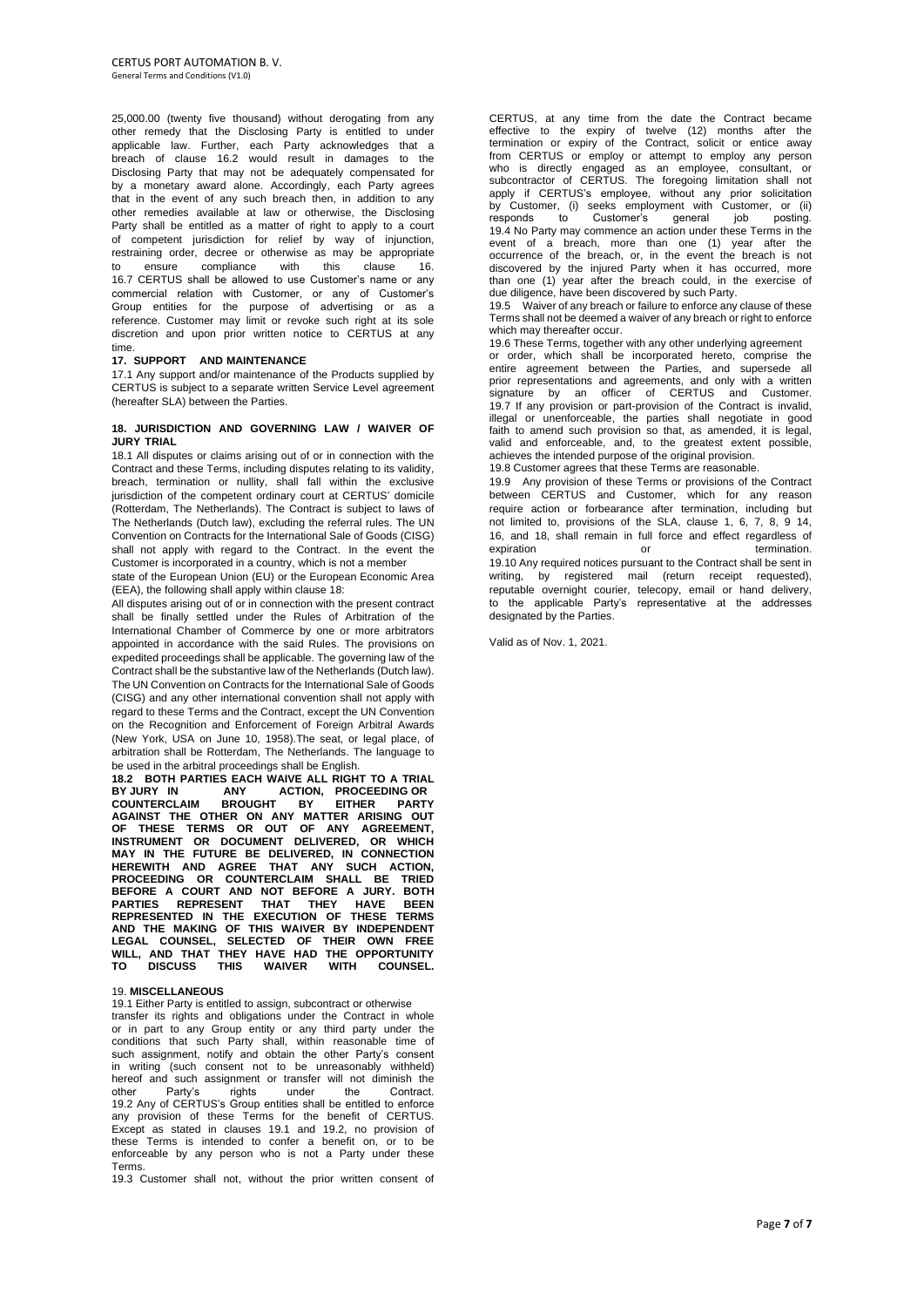25,000.00 (twenty five thousand) without derogating from any other remedy that the Disclosing Party is entitled to under applicable law. Further, each Party acknowledges that a breach of clause 16.2 would result in damages to the Disclosing Party that may not be adequately compensated for by a monetary award alone. Accordingly, each Party agrees that in the event of any such breach then, in addition to any other remedies available at law or otherwise, the Disclosing Party shall be entitled as a matter of right to apply to a court of competent jurisdiction for relief by way of injunction, restraining order, decree or otherwise as may be appropriate to ensure compliance with this clause 16.

16.7 CERTUS shall be allowed to use Customer's name or any commercial relation with Customer, or any of Customer's Group entities for the purpose of advertising or as a reference. Customer may limit or revoke such right at its sole discretion and upon prior written notice to CERTUS at any time.

**17. SUPPORT AND MAINTENANCE**

17.1 Any support and/or maintenance of the Products supplied by CERTUS is subject to a separate written Service Level agreement (hereafter SLA) between the Parties.

**18. JURISDICTION AND GOVERNING LAW / WAIVER OF JURY TRIAL**

18.1 All disputes or claims arising out of or in connection with the Contract and these Terms, including disputes relating to its validity, breach, termination or nullity, shall fall within the exclusive jurisdiction of the competent ordinary court at CERTUS' domicile (Rotterdam, The Netherlands). The Contract is subject to laws of The Netherlands (Dutch law), excluding the referral rules. The UN Convention on Contracts for the International Sale of Goods (CISG) shall not apply with regard to the Contract. In the event the Customer is incorporated in a country, which is not a member state of the European Union (EU) or the European Economic Area (EEA), the following shall apply within clause 18:

All disputes arising out of or in connection with the present contract shall be finally settled under the Rules of Arbitration of the International Chamber of Commerce by one or more arbitrators appointed in accordance with the said Rules. The provisions on expedited proceedings shall be applicable. The governing law of the Contract shall be the substantive law of the Netherlands (Dutch law). The UN Convention on Contracts for the International Sale of Goods (CISG) and any other international convention shall not apply with regard to these Terms and the Contract, except the UN Convention on the Recognition and Enforcement of Foreign Arbitral Awards (New York, USA on June 10, 1958).The seat, or legal place, of arbitration shall be Rotterdam, The Netherlands. The language to be used in the arbitral proceedings shall be English.

**18.2 BOTH PARTIES EACH WAIVE ALL RIGHT TO A TRIAL BY JURY IN ANY ACTION, PROCEEDING OR COUNTERCLAIM BROUGHT BY EITHER PARTY AGAINST THE OTHER ON ANY MATTER ARISING OUT OF THESE TERMS OR OUT OF ANY AGREEMENT, INSTRUMENT OR DOCUMENT DELIVERED, OR WHICH MAY IN THE FUTURE BE DELIVERED, IN CONNECTION HEREWITH AND AGREE THAT ANY SUCH ACTION, PROCEEDING OR COUNTERCLAIM SHALL BE TRIED BEFORE A COURT AND NOT BEFORE A JURY. BOTH PARTIES REPRESENT THAT THEY HAVE BEEN REPRESENTED IN THE EXECUTION OF THESE TERMS AND THE MAKING OF THIS WAIVER BY INDEPENDENT LEGAL COUNSEL, SELECTED OF THEIR OWN FREE WILL, AND THAT THEY HAVE HAD THE OPPORTUNITY TO DISCUSS THIS WAIVER WITH COUNSEL.**

19. **MISCELLANEOUS**

19.1 Either Party is entitled to assign, subcontract or otherwise transfer its rights and obligations under the Contract in whole or in part to any Group entity or any third party under the conditions that such Party shall, within reasonable time of such assignment, notify and obtain the other Party's consent in writing (such consent not to be unreasonably withheld) hereof and such assignment or transfer will not diminish the other Party's rights under the Contract.

19.2 Any of CERTUS's Group entities shall be entitled to enforce any provision of these Terms for the benefit of CERTUS. Except as stated in clauses 19.1 and 19.2, no provision of these Terms is intended to confer a benefit on, or to be enforceable by any person who is not a Party under these Terms.

19.3 Customer shall not, without the prior written consent of CERTUS, at any time from the date the Contract became effective to the expiry of twelve (12) months after the termination or expiry of the Contract, solicit or entice away from CERTUS or employ or attempt to employ any person who is directly engaged as an employee, consultant, or subcontractor of CERTUS. The foregoing limitation shall not apply if CERTUS's employee, without any prior solicitation by Customer, (i) seeks employment with Customer, or (ii) responds to Customer's general job posting.

19.4 No Party may commence an action under these Terms in the event of a breach, more than one (1) year after the occurrence of the breach, or, in the event the breach is not discovered by the injured Party when it has occurred, more than one (1) year after the breach could, in the exercise of due diligence, have been discovered by such Party.

19.5 Waiver of any breach or failure to enforce any clause of these Terms shall not be deemed a waiver of any breach or right to enforce which may thereafter occur.

19.6 These Terms, together with any other underlying agreement or order, which shall be incorporated hereto, comprise the entire agreement between the Parties, and supersede all prior representations and agreements, and only with a written signature by an officer of CERTUS and Customer.

19.7 If any provision or part-provision of the Contract is invalid, illegal or unenforceable, the parties shall negotiate in good faith to amend such provision so that, as amended, it is legal, valid and enforceable, and, to the greatest extent possible, achieves the intended purpose of the original provision.

19.8 Customer agrees that these Terms are reasonable.

19.9 Any provision of these Terms or provisions of the Contract between CERTUS and Customer, which for any reason require action or forbearance after termination, including but not limited to, provisions of the SLA, clause 1, 6, 7, 8, 9 14, 16, and 18, shall remain in full force and effect regardless of expiration or termination.

19.10 Any required notices pursuant to the Contract shall be sent in writing, by registered mail (return receipt requested), reputable overnight courier, telecopy, email or hand delivery, to the applicable Party's representative at the addresses designated by the Parties.

Valid as of Nov. 1, 2021.